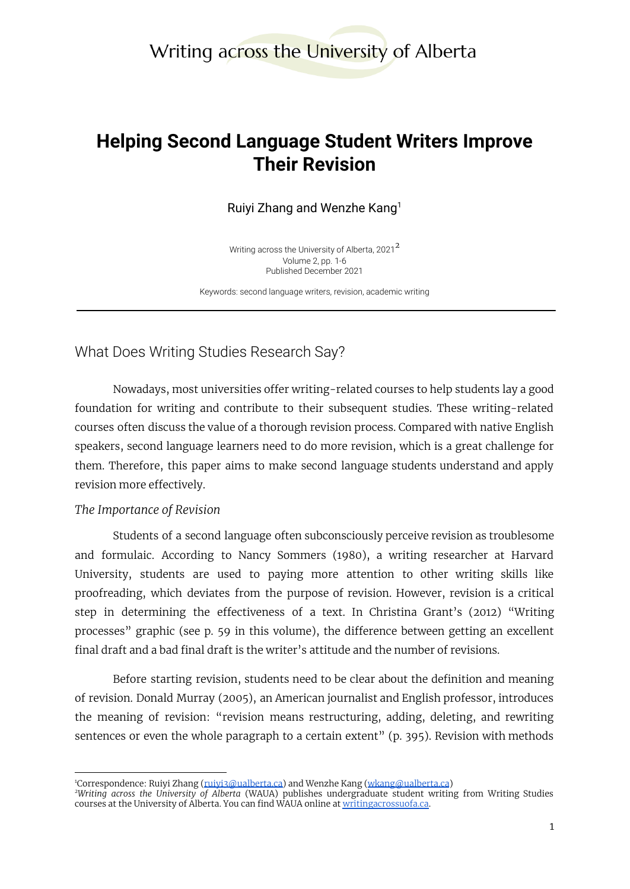# Helping Second Language Student Writers Improve Their Revision

Ruiyi Zhang and Wenzhe Kang[1]

Writing across the University of Alberta, 2021[2]
Volume 2, pp. 1-6
Published December 2021

Keywords: second language writers, revision, academic writing

---

## What Does Writing Studies Research Say?

Nowadays, most universities offer writing-related courses to help students lay a good foundation for writing and contribute to their subsequent studies. These writing-related courses often discuss the value of a thorough revision process. Compared with native English speakers, second language learners need to do more revision, which is a great challenge for them. Therefore, this paper aims to make second language students understand and apply revision more effectively.

### *The Importance of Revision*

Students of a second language often subconsciously perceive revision as troublesome and formulaic. According to Nancy Sommers (1980), a writing researcher at Harvard University, students are used to paying more attention to other writing skills like proofreading, which deviates from the purpose of revision. However, revision is a critical step in determining the effectiveness of a text. In Christina Grant's (2012) "Writing processes" graphic (see p. 59 in this volume), the difference between getting an excellent final draft and a bad final draft is the writer's attitude and the number of revisions.

Before starting revision, students need to be clear about the definition and meaning of revision. Donald Murray (2005), an American journalist and English professor, introduces the meaning of revision: "revision means restructuring, adding, deleting, and rewriting sentences or even the whole paragraph to a certain extent" (p. 395). Revision with methods

---

[1] Correspondence: Ruiyi Zhang (ruiyi3@ualberta.ca) and Wenzhe Kang (wkang@ualberta.ca)
[2] *Writing across the University of Alberta* (WAUA) publishes undergraduate student writing from Writing Studies courses at the University of Alberta. You can find WAUA online at writingacrossuofa.ca.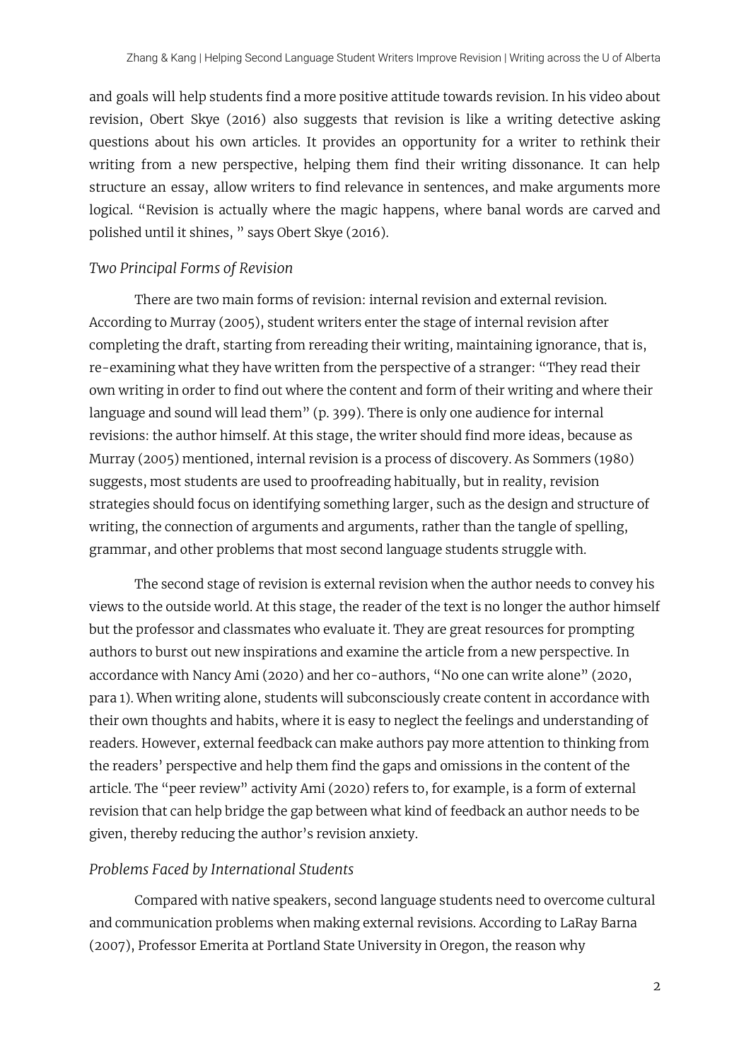and goals will help students find a more positive attitude towards revision. In his video about revision, Obert Skye (2016) also suggests that revision is like a writing detective asking questions about his own articles. It provides an opportunity for a writer to rethink their writing from a new perspective, helping them find their writing dissonance. It can help structure an essay, allow writers to find relevance in sentences, and make arguments more logical. "Revision is actually where the magic happens, where banal words are carved and polished until it shines, " says Obert Skye (2016).

### *Two Principal Forms of Revision*

There are two main forms of revision: internal revision and external revision. According to Murray (2005), student writers enter the stage of internal revision after completing the draft, starting from rereading their writing, maintaining ignorance, that is, re-examining what they have written from the perspective of a stranger: "They read their own writing in order to find out where the content and form of their writing and where their language and sound will lead them" (p. 399). There is only one audience for internal revisions: the author himself. At this stage, the writer should find more ideas, because as Murray (2005) mentioned, internal revision is a process of discovery. As Sommers (1980) suggests, most students are used to proofreading habitually, but in reality, revision strategies should focus on identifying something larger, such as the design and structure of writing, the connection of arguments and arguments, rather than the tangle of spelling, grammar, and other problems that most second language students struggle with.

The second stage of revision is external revision when the author needs to convey his views to the outside world. At this stage, the reader of the text is no longer the author himself but the professor and classmates who evaluate it. They are great resources for prompting authors to burst out new inspirations and examine the article from a new perspective. In accordance with Nancy Ami (2020) and her co-authors, "No one can write alone" (2020, para 1). When writing alone, students will subconsciously create content in accordance with their own thoughts and habits, where it is easy to neglect the feelings and understanding of readers. However, external feedback can make authors pay more attention to thinking from the readers' perspective and help them find the gaps and omissions in the content of the article. The "peer review" activity Ami (2020) refers to, for example, is a form of external revision that can help bridge the gap between what kind of feedback an author needs to be given, thereby reducing the author's revision anxiety.

### *Problems Faced by International Students*

Compared with native speakers, second language students need to overcome cultural and communication problems when making external revisions. According to LaRay Barna (2007), Professor Emerita at Portland State University in Oregon, the reason why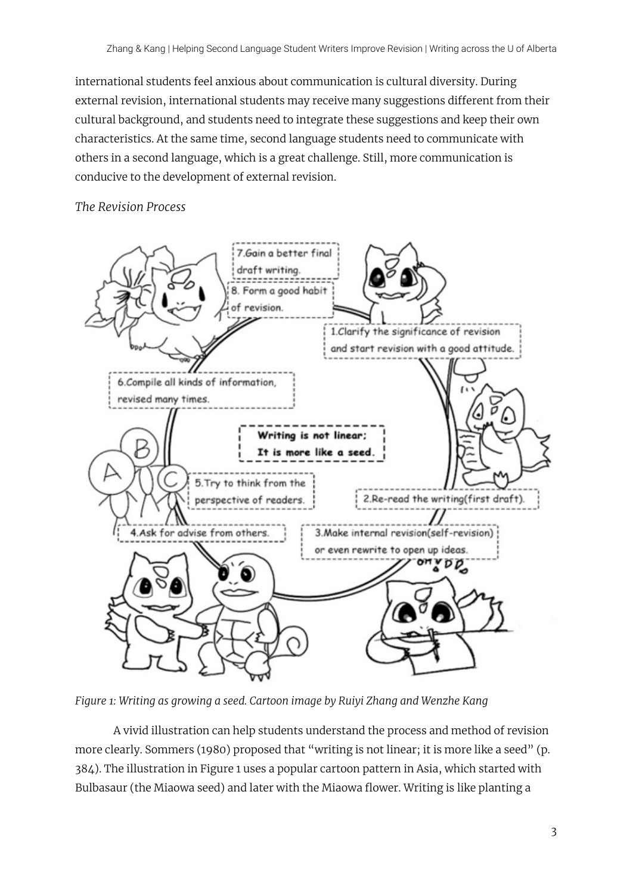international students feel anxious about communication is cultural diversity. During external revision, international students may receive many suggestions different from their cultural background, and students need to integrate these suggestions and keep their own characteristics. At the same time, second language students need to communicate with others in a second language, which is a great challenge. Still, more communication is conducive to the development of external revision.

*The Revision Process*

*Figure 1: Writing as growing a seed. Cartoon image by Ruiyi Zhang and Wenzhe Kang*

A vivid illustration can help students understand the process and method of revision more clearly. Sommers (1980) proposed that "writing is not linear; it is more like a seed" (p. 384). The illustration in Figure 1 uses a popular cartoon pattern in Asia, which started with Bulbasaur (the Miaowa seed) and later with the Miaowa flower. Writing is like planting a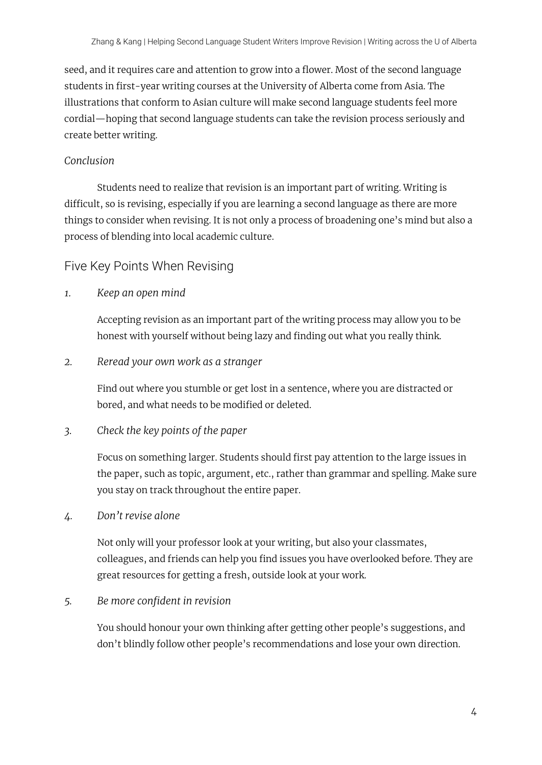seed, and it requires care and attention to grow into a flower. Most of the second language students in first-year writing courses at the University of Alberta come from Asia. The illustrations that conform to Asian culture will make second language students feel more cordial—hoping that second language students can take the revision process seriously and create better writing.

*Conclusion*

Students need to realize that revision is an important part of writing. Writing is difficult, so is revising, especially if you are learning a second language as there are more things to consider when revising. It is not only a process of broadening one's mind but also a process of blending into local academic culture.

## Five Key Points When Revising

1. *Keep an open mind*

   Accepting revision as an important part of the writing process may allow you to be honest with yourself without being lazy and finding out what you really think.

2. *Reread your own work as a stranger*

   Find out where you stumble or get lost in a sentence, where you are distracted or bored, and what needs to be modified or deleted.

3. *Check the key points of the paper*

   Focus on something larger. Students should first pay attention to the large issues in the paper, such as topic, argument, etc., rather than grammar and spelling. Make sure you stay on track throughout the entire paper.

4. *Don't revise alone*

   Not only will your professor look at your writing, but also your classmates, colleagues, and friends can help you find issues you have overlooked before. They are great resources for getting a fresh, outside look at your work.

5. *Be more confident in revision*

   You should honour your own thinking after getting other people's suggestions, and don't blindly follow other people's recommendations and lose your own direction.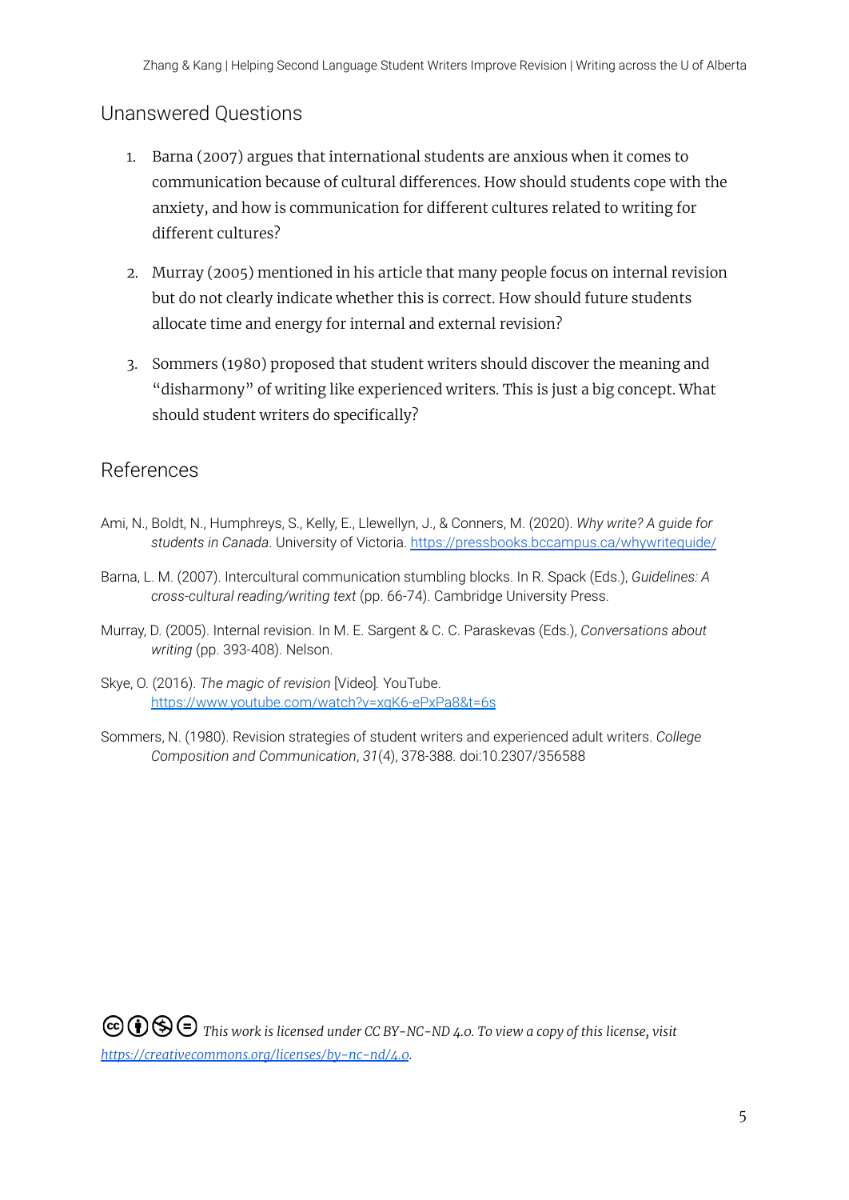## Unanswered Questions

1. Barna (2007) argues that international students are anxious when it comes to communication because of cultural differences. How should students cope with the anxiety, and how is communication for different cultures related to writing for different cultures?

2. Murray (2005) mentioned in his article that many people focus on internal revision but do not clearly indicate whether this is correct. How should future students allocate time and energy for internal and external revision?

3. Sommers (1980) proposed that student writers should discover the meaning and "disharmony" of writing like experienced writers. This is just a big concept. What should student writers do specifically?

## References

Ami, N., Boldt, N., Humphreys, S., Kelly, E., Llewellyn, J., & Conners, M. (2020). *Why write? A guide for students in Canada*. University of Victoria. https://pressbooks.bccampus.ca/whywriteguide/

Barna, L. M. (2007). Intercultural communication stumbling blocks. In R. Spack (Eds.), *Guidelines: A cross-cultural reading/writing text* (pp. 66-74). Cambridge University Press.

Murray, D. (2005). Internal revision. In M. E. Sargent & C. C. Paraskevas (Eds.), *Conversations about writing* (pp. 393-408). Nelson.

Skye, O. (2016). *The magic of revision* [Video]. YouTube. https://www.youtube.com/watch?v=xqK6-ePxPa8&t=6s

Sommers, N. (1980). Revision strategies of student writers and experienced adult writers. *College Composition and Communication*, *31*(4), 378-388. doi:10.2307/356588

*This work is licensed under CC BY-NC-ND 4.0. To view a copy of this license, visit https://creativecommons.org/licenses/by-nc-nd/4.0.*